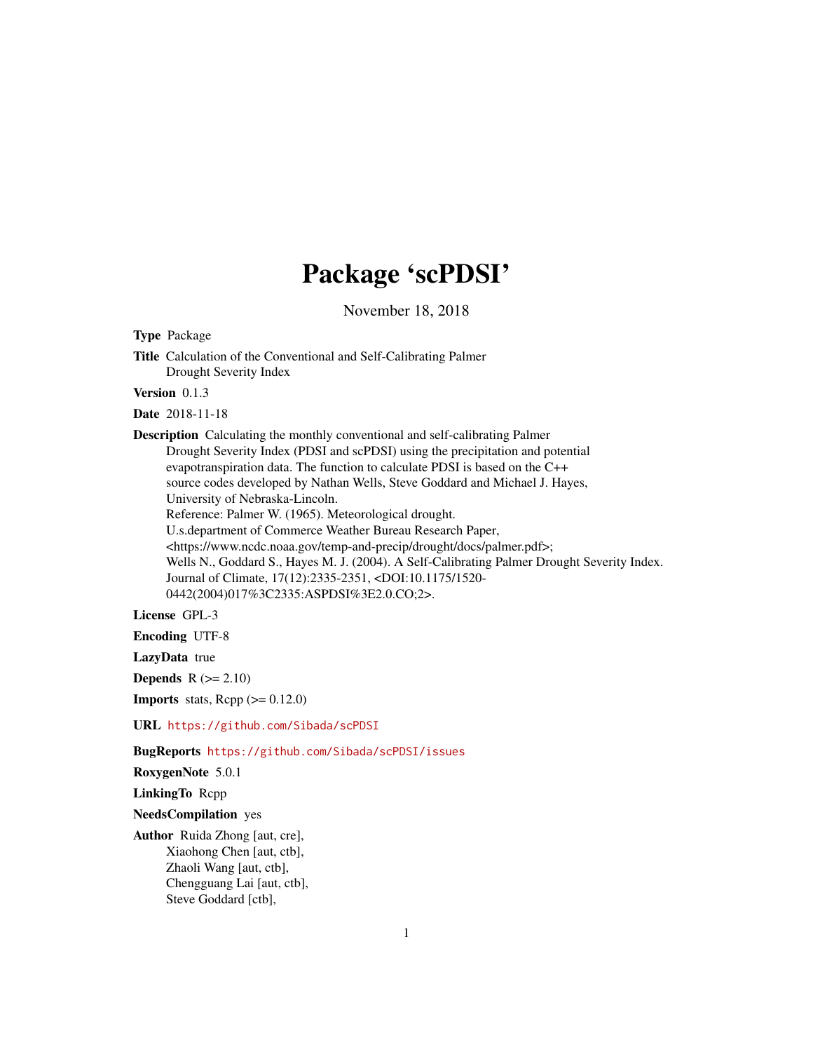# Package 'scPDSI'

November 18, 2018

**Type** Package

**Title** Calculation of the Conventional and Self-Calibrating Palmer Drought Severity Index

**Version** 0.1.3

**Date** 2018-11-18

**Description** Calculating the monthly conventional and self-calibrating Palmer Drought Severity Index (PDSI and scPDSI) using the precipitation and potential evapotranspiration data. The function to calculate PDSI is based on the C++ source codes developed by Nathan Wells, Steve Goddard and Michael J. Hayes, University of Nebraska-Lincoln.
Reference: Palmer W. (1965). Meteorological drought.
U.s.department of Commerce Weather Bureau Research Paper,
<https://www.ncdc.noaa.gov/temp-and-precip/drought/docs/palmer.pdf>;
Wells N., Goddard S., Hayes M. J. (2004). A Self-Calibrating Palmer Drought Severity Index.
Journal of Climate, 17(12):2335-2351, <DOI:10.1175/1520-0442(2004)017%3C2335:ASPDSI%3E2.0.CO;2>.

**License** GPL-3

**Encoding** UTF-8

**LazyData** true

**Depends** R (>= 2.10)

**Imports** stats, Rcpp (>= 0.12.0)

**URL** https://github.com/Sibada/scPDSI

**BugReports** https://github.com/Sibada/scPDSI/issues

**RoxygenNote** 5.0.1

**LinkingTo** Rcpp

**NeedsCompilation** yes

**Author** Ruida Zhong [aut, cre],
Xiaohong Chen [aut, ctb],
Zhaoli Wang [aut, ctb],
Chengguang Lai [aut, ctb],
Steve Goddard [ctb],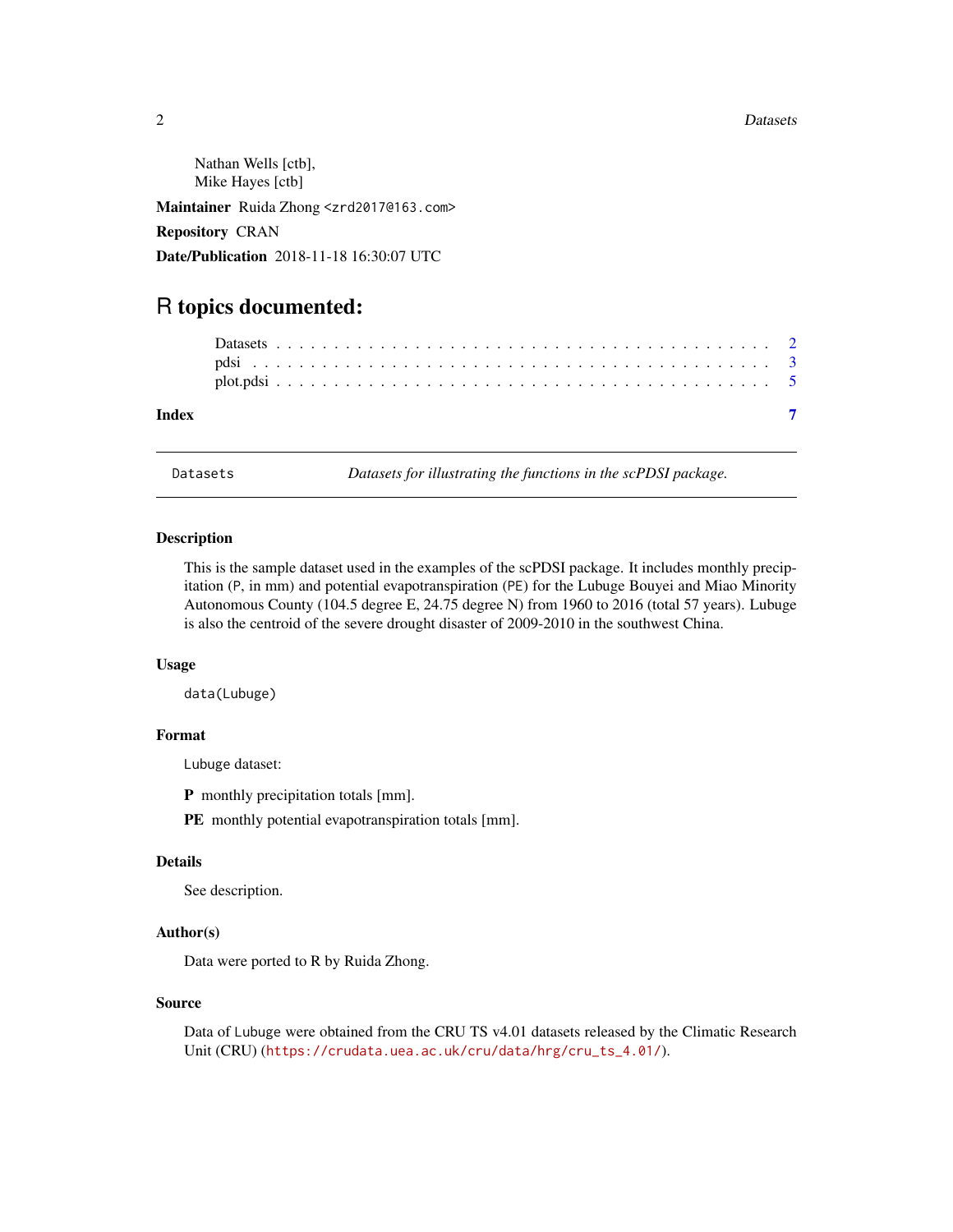Nathan Wells [ctb],
Mike Hayes [ctb]

**Maintainer** Ruida Zhong <zrd2017@163.com>

**Repository** CRAN

**Date/Publication** 2018-11-18 16:30:07 UTC

# R topics documented:

- Datasets . . . . . . . . . . . . . . . . . . . . . . . . . . . . . . . . . . . . . . . . . . 2
- pdsi . . . . . . . . . . . . . . . . . . . . . . . . . . . . . . . . . . . . . . . . . . . . 3
- plot.pdsi . . . . . . . . . . . . . . . . . . . . . . . . . . . . . . . . . . . . . . . . . . 5

**Index** 7

---

`Datasets` *Datasets for illustrating the functions in the scPDSI package.*

---

### Description

This is the sample dataset used in the examples of the scPDSI package. It includes monthly precipitation (`P`, in mm) and potential evapotranspiration (`PE`) for the Lubuge Bouyei and Miao Minority Autonomous County (104.5 degree E, 24.75 degree N) from 1960 to 2016 (total 57 years). Lubuge is also the centroid of the severe drought disaster of 2009-2010 in the southwest China.

### Usage

```
data(Lubuge)
```

### Format

`Lubuge` dataset:

**P** monthly precipitation totals [mm].

**PE** monthly potential evapotranspiration totals [mm].

### Details

See description.

### Author(s)

Data were ported to R by Ruida Zhong.

### Source

Data of `Lubuge` were obtained from the CRU TS v4.01 datasets released by the Climatic Research Unit (CRU) (https://crudata.uea.ac.uk/cru/data/hrg/cru_ts_4.01/).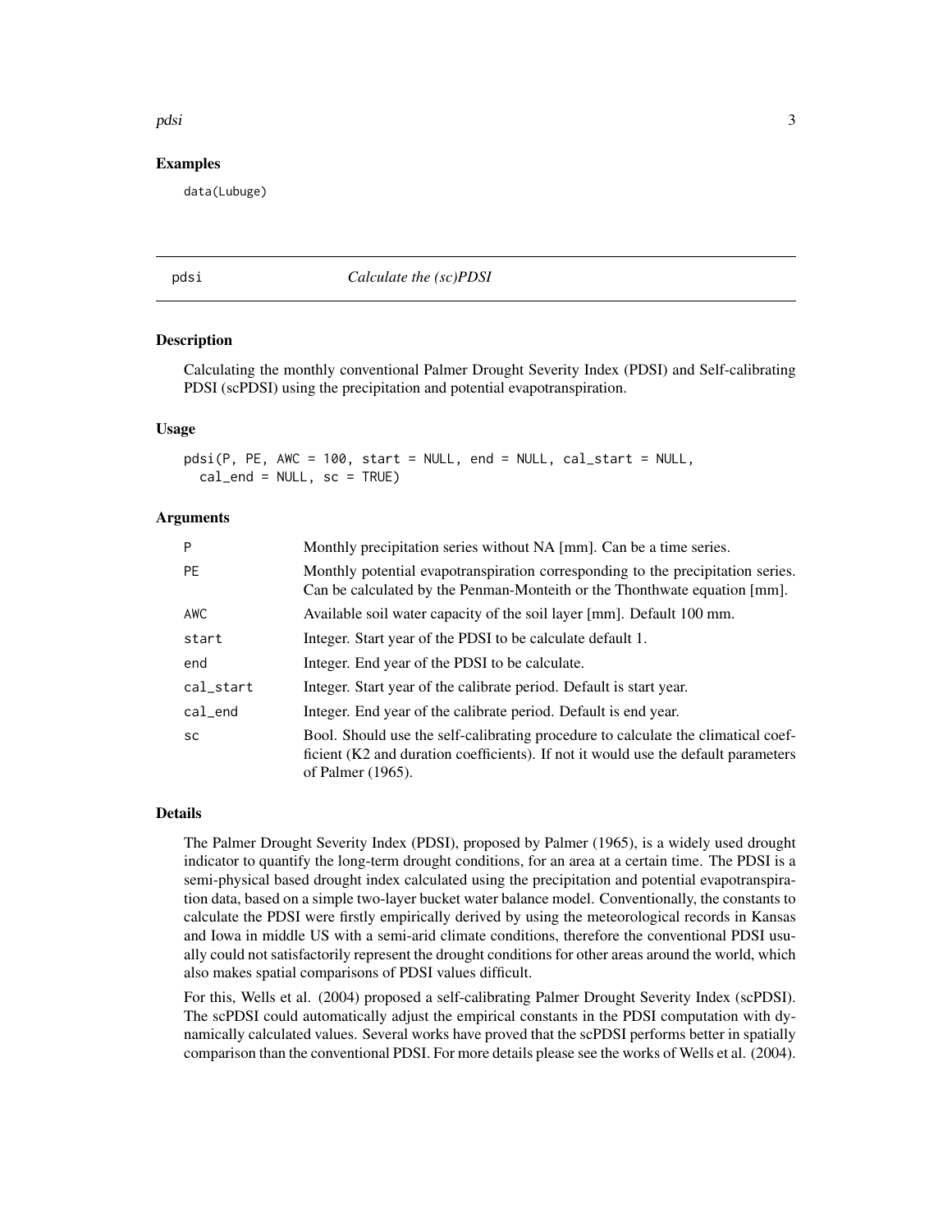### Examples

```
data(Lubuge)
```

## pdsi *Calculate the (sc)PDSI*

### Description

Calculating the monthly conventional Palmer Drought Severity Index (PDSI) and Self-calibrating PDSI (scPDSI) using the precipitation and potential evapotranspiration.

### Usage

```
pdsi(P, PE, AWC = 100, start = NULL, end = NULL, cal_start = NULL,
  cal_end = NULL, sc = TRUE)
```

### Arguments

| | |
|---|---|
| P | Monthly precipitation series without NA [mm]. Can be a time series. |
| PE | Monthly potential evapotranspiration corresponding to the precipitation series. Can be calculated by the Penman-Monteith or the Thonthwate equation [mm]. |
| AWC | Available soil water capacity of the soil layer [mm]. Default 100 mm. |
| start | Integer. Start year of the PDSI to be calculate default 1. |
| end | Integer. End year of the PDSI to be calculate. |
| cal_start | Integer. Start year of the calibrate period. Default is start year. |
| cal_end | Integer. End year of the calibrate period. Default is end year. |
| sc | Bool. Should use the self-calibrating procedure to calculate the climatical coefficient (K2 and duration coefficients). If not it would use the default parameters of Palmer (1965). |

### Details

The Palmer Drought Severity Index (PDSI), proposed by Palmer (1965), is a widely used drought indicator to quantify the long-term drought conditions, for an area at a certain time. The PDSI is a semi-physical based drought index calculated using the precipitation and potential evapotranspiration data, based on a simple two-layer bucket water balance model. Conventionally, the constants to calculate the PDSI were firstly empirically derived by using the meteorological records in Kansas and Iowa in middle US with a semi-arid climate conditions, therefore the conventional PDSI usually could not satisfactorily represent the drought conditions for other areas around the world, which also makes spatial comparisons of PDSI values difficult.

For this, Wells et al. (2004) proposed a self-calibrating Palmer Drought Severity Index (scPDSI). The scPDSI could automatically adjust the empirical constants in the PDSI computation with dynamically calculated values. Several works have proved that the scPDSI performs better in spatially comparison than the conventional PDSI. For more details please see the works of Wells et al. (2004).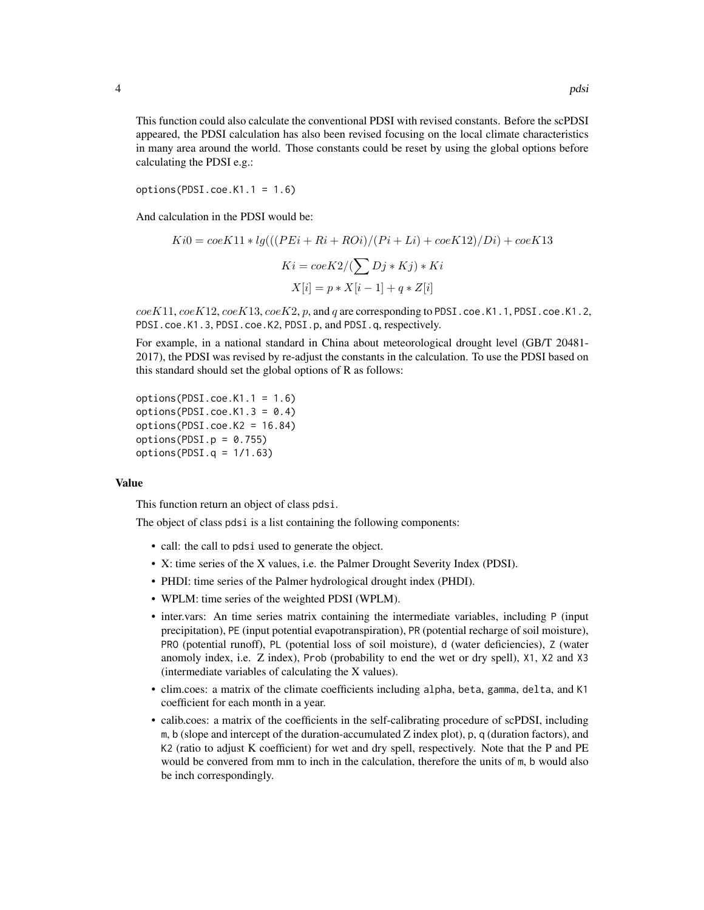This function could also calculate the conventional PDSI with revised constants. Before the scPDSI appeared, the PDSI calculation has also been revised focusing on the local climate characteristics in many area around the world. Those constants could be reset by using the global options before calculating the PDSI e.g.:

```
options(PDSI.coe.K1.1 = 1.6)
```

And calculation in the PDSI would be:

$$Ki0 = coeK11 * lg(((PEi + Ri + ROi)/(Pi + Li) + coeK12)/Di) + coeK13$$

$$Ki = coeK2/(\sum Dj * Kj) * Ki$$

$$X[i] = p * X[i-1] + q * Z[i]$$

$coeK11$, $coeK12$, $coeK13$, $coeK2$, $p$, and $q$ are corresponding to `PDSI.coe.K1.1`, `PDSI.coe.K1.2`, `PDSI.coe.K1.3`, `PDSI.coe.K2`, `PDSI.p`, and `PDSI.q`, respectively.

For example, in a national standard in China about meteorological drought level (GB/T 20481-2017), the PDSI was revised by re-adjust the constants in the calculation. To use the PDSI based on this standard should set the global options of R as follows:

```
options(PDSI.coe.K1.1 = 1.6)
options(PDSI.coe.K1.3 = 0.4)
options(PDSI.coe.K2 = 16.84)
options(PDSI.p = 0.755)
options(PDSI.q = 1/1.63)
```

## Value

This function return an object of class `pdsi`.

The object of class `pdsi` is a list containing the following components:

- call: the call to `pdsi` used to generate the object.
- X: time series of the X values, i.e. the Palmer Drought Severity Index (PDSI).
- PHDI: time series of the Palmer hydrological drought index (PHDI).
- WPLM: time series of the weighted PDSI (WPLM).
- inter.vars: An time series matrix containing the intermediate variables, including `P` (input precipitation), `PE` (input potential evapotranspiration), `PR` (potential recharge of soil moisture), `PRO` (potential runoff), `PL` (potential loss of soil moisture), `d` (water deficiencies), `Z` (water anomoly index, i.e. Z index), `Prob` (probability to end the wet or dry spell), `X1`, `X2` and `X3` (intermediate variables of calculating the X values).
- clim.coes: a matrix of the climate coefficients including `alpha`, `beta`, `gamma`, `delta`, and `K1` coefficient for each month in a year.
- calib.coes: a matrix of the coefficients in the self-calibrating procedure of scPDSI, including `m`, `b` (slope and intercept of the duration-accumulated Z index plot), `p`, `q` (duration factors), and `K2` (ratio to adjust K coefficient) for wet and dry spell, respectively. Note that the P and PE would be convered from mm to inch in the calculation, therefore the units of `m`, `b` would also be inch correspondingly.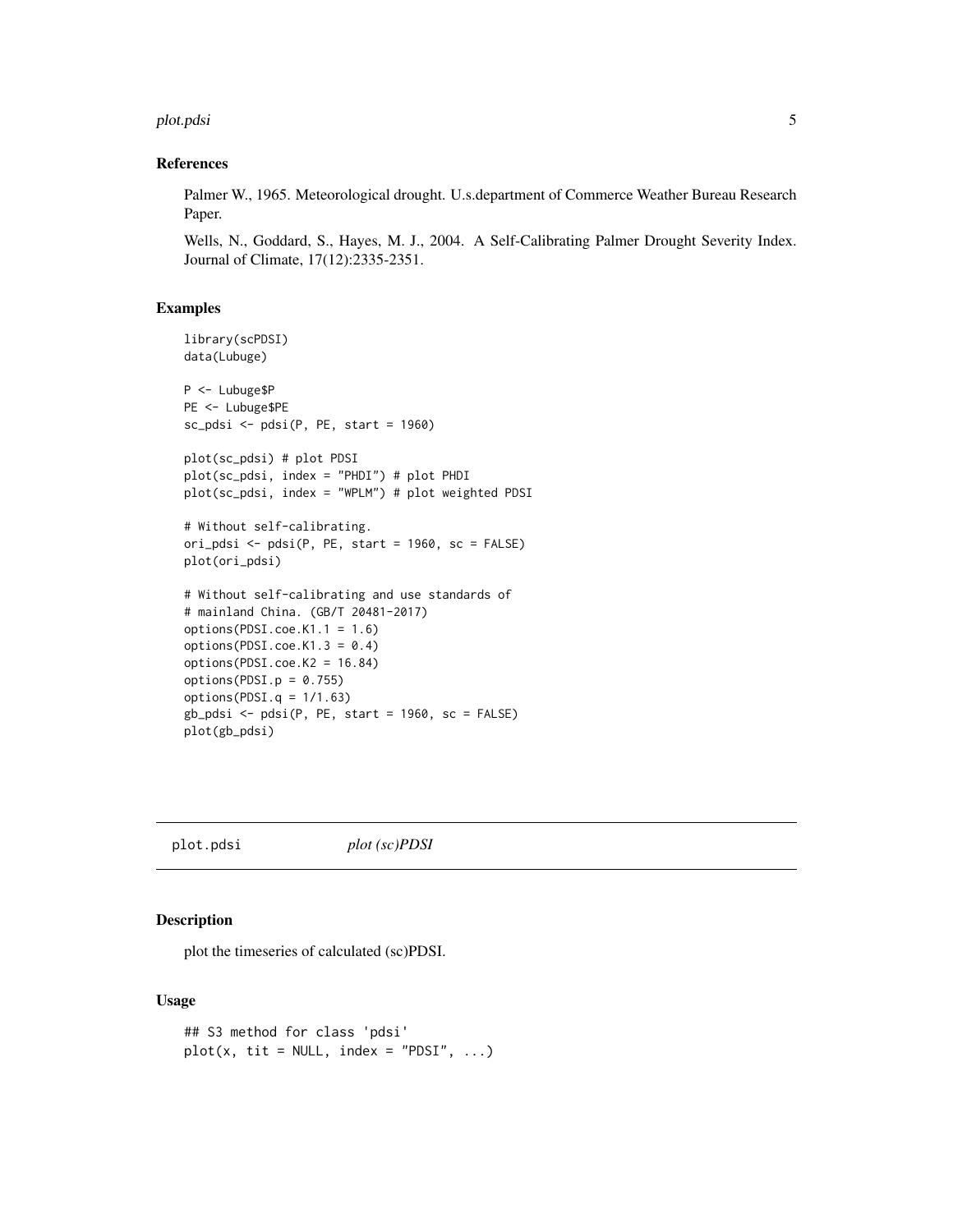## References

Palmer W., 1965. Meteorological drought. U.s.department of Commerce Weather Bureau Research Paper.

Wells, N., Goddard, S., Hayes, M. J., 2004. A Self-Calibrating Palmer Drought Severity Index. Journal of Climate, 17(12):2335-2351.

## Examples

```
library(scPDSI)
data(Lubuge)

P <- Lubuge$P
PE <- Lubuge$PE
sc_pdsi <- pdsi(P, PE, start = 1960)

plot(sc_pdsi) # plot PDSI
plot(sc_pdsi, index = "PHDI") # plot PHDI
plot(sc_pdsi, index = "WPLM") # plot weighted PDSI

# Without self-calibrating.
ori_pdsi <- pdsi(P, PE, start = 1960, sc = FALSE)
plot(ori_pdsi)

# Without self-calibrating and use standards of
# mainland China. (GB/T 20481-2017)
options(PDSI.coe.K1.1 = 1.6)
options(PDSI.coe.K1.3 = 0.4)
options(PDSI.coe.K2 = 16.84)
options(PDSI.p = 0.755)
options(PDSI.q = 1/1.63)
gb_pdsi <- pdsi(P, PE, start = 1960, sc = FALSE)
plot(gb_pdsi)
```

---

# plot.pdsi *plot (sc)PDSI*

## Description

plot the timeseries of calculated (sc)PDSI.

## Usage

```
## S3 method for class 'pdsi'
plot(x, tit = NULL, index = "PDSI", ...)
```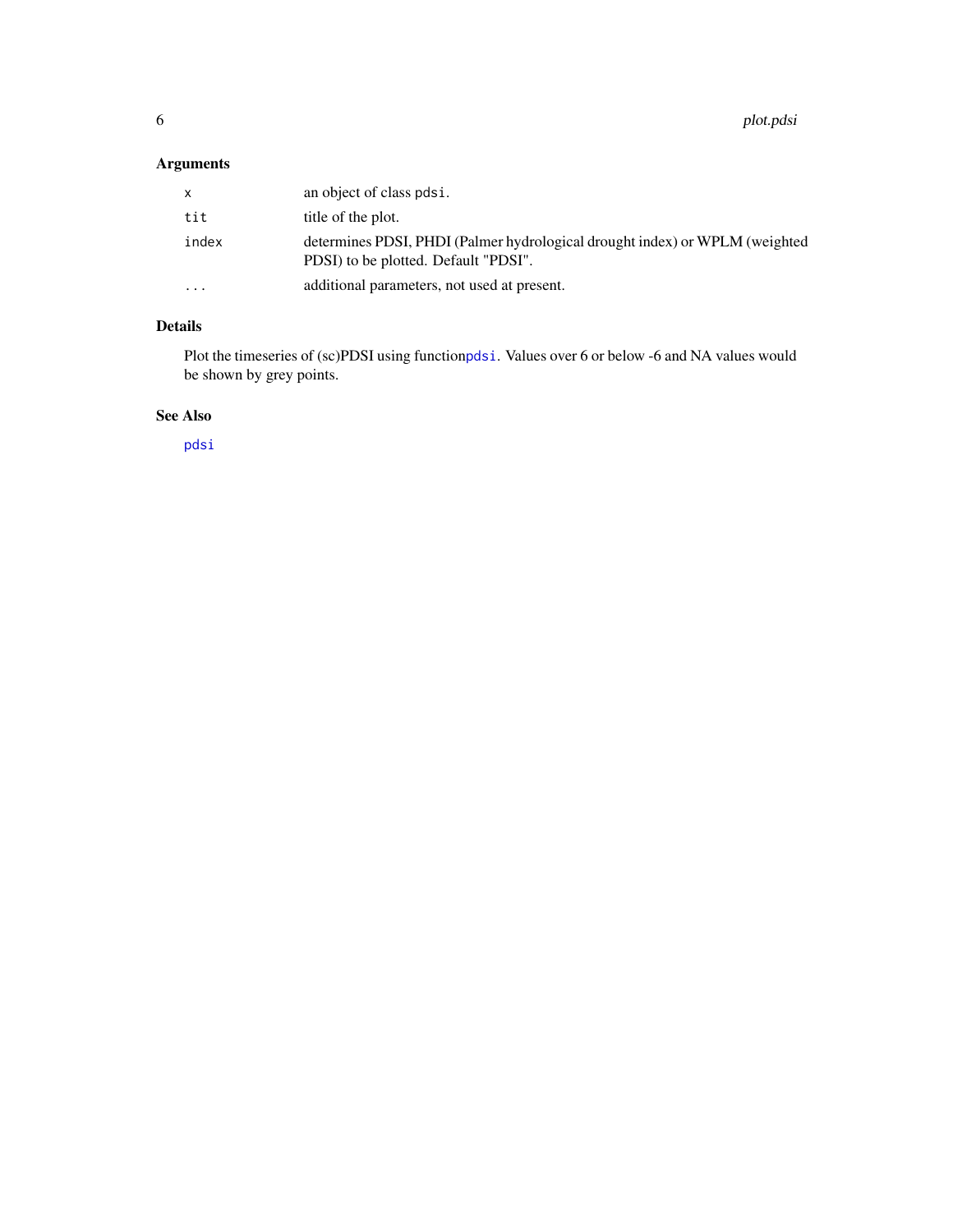## Arguments

| | |
|---|---|
| `x` | an object of class `pdsi`. |
| `tit` | title of the plot. |
| `index` | determines PDSI, PHDI (Palmer hydrological drought index) or WPLM (weighted PDSI) to be plotted. Default "PDSI". |
| `...` | additional parameters, not used at present. |

## Details

Plot the timeseries of (sc)PDSI using function`pdsi`. Values over 6 or below -6 and NA values would be shown by grey points.

## See Also

`pdsi`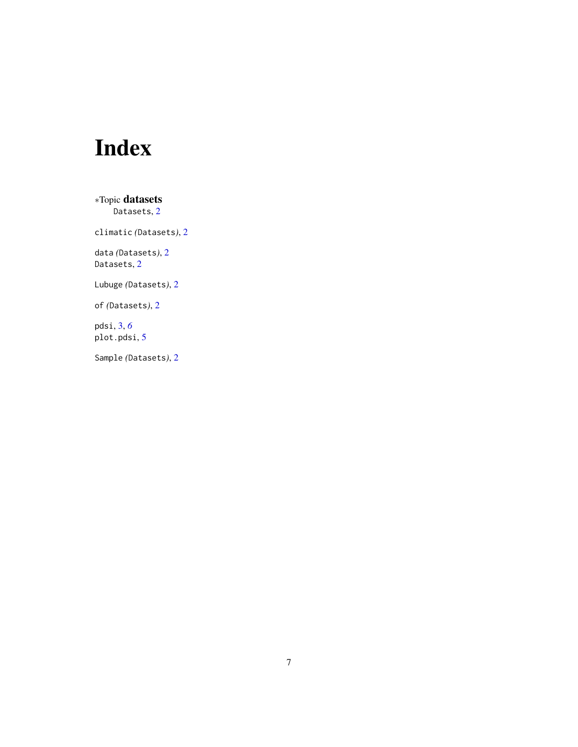# Index

*Topic **datasets**

Datasets, 2

climatic *(*Datasets*)*, 2

data *(*Datasets*)*, 2

Datasets, 2

Lubuge *(*Datasets*)*, 2

of *(*Datasets*)*, 2

pdsi, 3, *6*

plot.pdsi, 5

Sample *(*Datasets*)*, 2